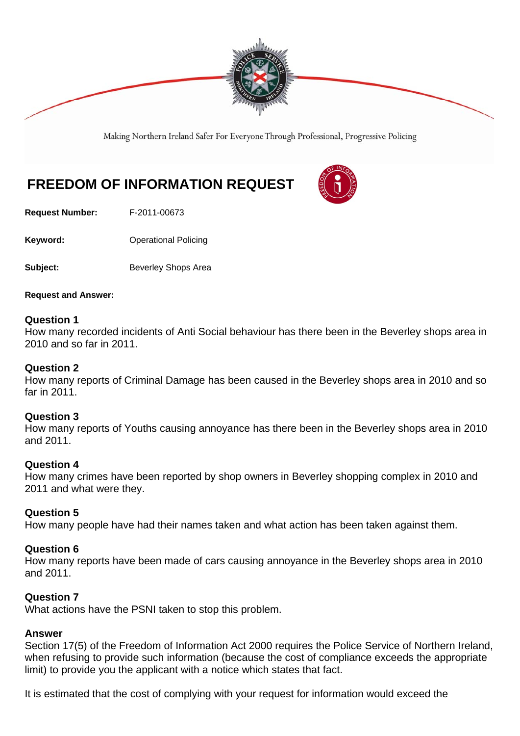Making Northern Ireland Safer For Everyone Through Professional, Progressive Policing

# FREEDOM OF INFORMATION REQUEST

**Request Number:** F-2011-00673

**Keyword:** Operational Policing

**Subject:** Beverley Shops Area

**Request and Answer:**

**Question 1**
How many recorded incidents of Anti Social behaviour has there been in the Beverley shops area in 2010 and so far in 2011.

**Question 2**
How many reports of Criminal Damage has been caused in the Beverley shops area in 2010 and so far in 2011.

**Question 3**
How many reports of Youths causing annoyance has there been in the Beverley shops area in 2010 and 2011.

**Question 4**
How many crimes have been reported by shop owners in Beverley shopping complex in 2010 and 2011 and what were they.

**Question 5**
How many people have had their names taken and what action has been taken against them.

**Question 6**
How many reports have been made of cars causing annoyance in the Beverley shops area in 2010 and 2011.

**Question 7**
What actions have the PSNI taken to stop this problem.

**Answer**
Section 17(5) of the Freedom of Information Act 2000 requires the Police Service of Northern Ireland, when refusing to provide such information (because the cost of compliance exceeds the appropriate limit) to provide you the applicant with a notice which states that fact.

It is estimated that the cost of complying with your request for information would exceed the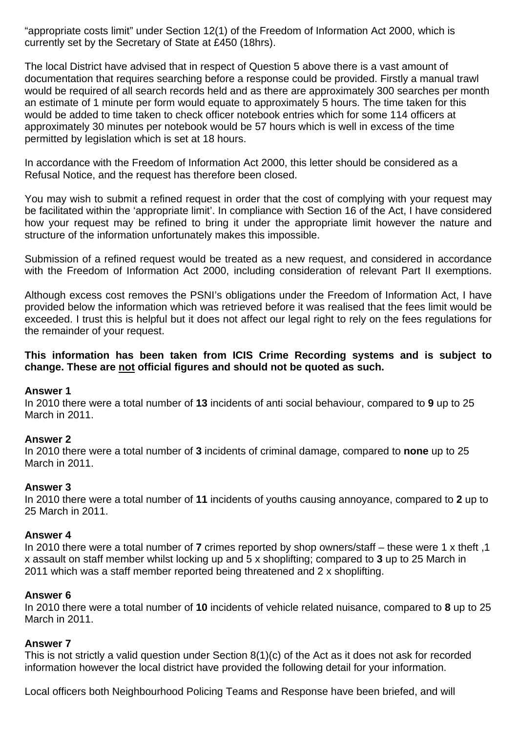"appropriate costs limit" under Section 12(1) of the Freedom of Information Act 2000, which is currently set by the Secretary of State at £450 (18hrs).

The local District have advised that in respect of Question 5 above there is a vast amount of documentation that requires searching before a response could be provided. Firstly a manual trawl would be required of all search records held and as there are approximately 300 searches per month an estimate of 1 minute per form would equate to approximately 5 hours. The time taken for this would be added to time taken to check officer notebook entries which for some 114 officers at approximately 30 minutes per notebook would be 57 hours which is well in excess of the time permitted by legislation which is set at 18 hours.

In accordance with the Freedom of Information Act 2000, this letter should be considered as a Refusal Notice, and the request has therefore been closed.

You may wish to submit a refined request in order that the cost of complying with your request may be facilitated within the 'appropriate limit'. In compliance with Section 16 of the Act, I have considered how your request may be refined to bring it under the appropriate limit however the nature and structure of the information unfortunately makes this impossible.

Submission of a refined request would be treated as a new request, and considered in accordance with the Freedom of Information Act 2000, including consideration of relevant Part II exemptions.

Although excess cost removes the PSNI's obligations under the Freedom of Information Act, I have provided below the information which was retrieved before it was realised that the fees limit would be exceeded. I trust this is helpful but it does not affect our legal right to rely on the fees regulations for the remainder of your request.

**This information has been taken from ICIS Crime Recording systems and is subject to change. These are <u>not</u> official figures and should not be quoted as such.**

**Answer 1**
In 2010 there were a total number of **13** incidents of anti social behaviour, compared to **9** up to 25 March in 2011.

**Answer 2**
In 2010 there were a total number of **3** incidents of criminal damage, compared to **none** up to 25 March in 2011.

**Answer 3**
In 2010 there were a total number of **11** incidents of youths causing annoyance, compared to **2** up to 25 March in 2011.

**Answer 4**
In 2010 there were a total number of **7** crimes reported by shop owners/staff – these were 1 x theft ,1 x assault on staff member whilst locking up and 5 x shoplifting; compared to **3** up to 25 March in 2011 which was a staff member reported being threatened and 2 x shoplifting.

**Answer 6**
In 2010 there were a total number of **10** incidents of vehicle related nuisance, compared to **8** up to 25 March in 2011.

**Answer 7**
This is not strictly a valid question under Section 8(1)(c) of the Act as it does not ask for recorded information however the local district have provided the following detail for your information.

Local officers both Neighbourhood Policing Teams and Response have been briefed, and will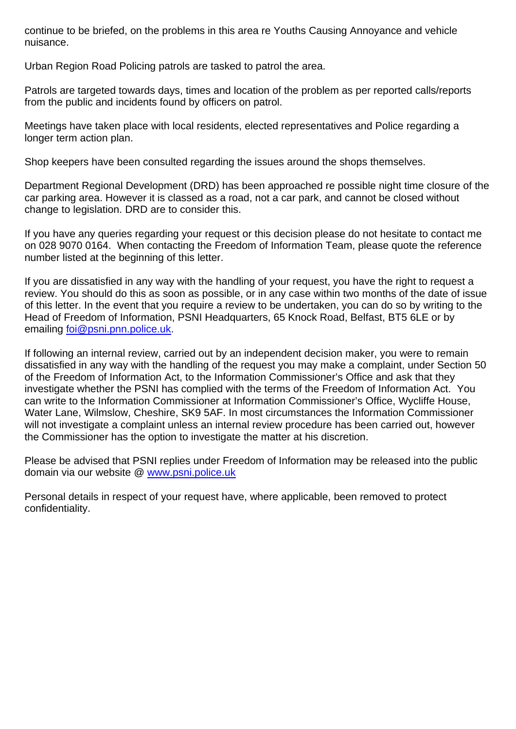continue to be briefed, on the problems in this area re Youths Causing Annoyance and vehicle nuisance.

Urban Region Road Policing patrols are tasked to patrol the area.

Patrols are targeted towards days, times and location of the problem as per reported calls/reports from the public and incidents found by officers on patrol.

Meetings have taken place with local residents, elected representatives and Police regarding a longer term action plan.

Shop keepers have been consulted regarding the issues around the shops themselves.

Department Regional Development (DRD) has been approached re possible night time closure of the car parking area. However it is classed as a road, not a car park, and cannot be closed without change to legislation. DRD are to consider this.

If you have any queries regarding your request or this decision please do not hesitate to contact me on 028 9070 0164. When contacting the Freedom of Information Team, please quote the reference number listed at the beginning of this letter.

If you are dissatisfied in any way with the handling of your request, you have the right to request a review. You should do this as soon as possible, or in any case within two months of the date of issue of this letter. In the event that you require a review to be undertaken, you can do so by writing to the Head of Freedom of Information, PSNI Headquarters, 65 Knock Road, Belfast, BT5 6LE or by emailing foi@psni.pnn.police.uk.

If following an internal review, carried out by an independent decision maker, you were to remain dissatisfied in any way with the handling of the request you may make a complaint, under Section 50 of the Freedom of Information Act, to the Information Commissioner's Office and ask that they investigate whether the PSNI has complied with the terms of the Freedom of Information Act. You can write to the Information Commissioner at Information Commissioner's Office, Wycliffe House, Water Lane, Wilmslow, Cheshire, SK9 5AF. In most circumstances the Information Commissioner will not investigate a complaint unless an internal review procedure has been carried out, however the Commissioner has the option to investigate the matter at his discretion.

Please be advised that PSNI replies under Freedom of Information may be released into the public domain via our website @ www.psni.police.uk

Personal details in respect of your request have, where applicable, been removed to protect confidentiality.